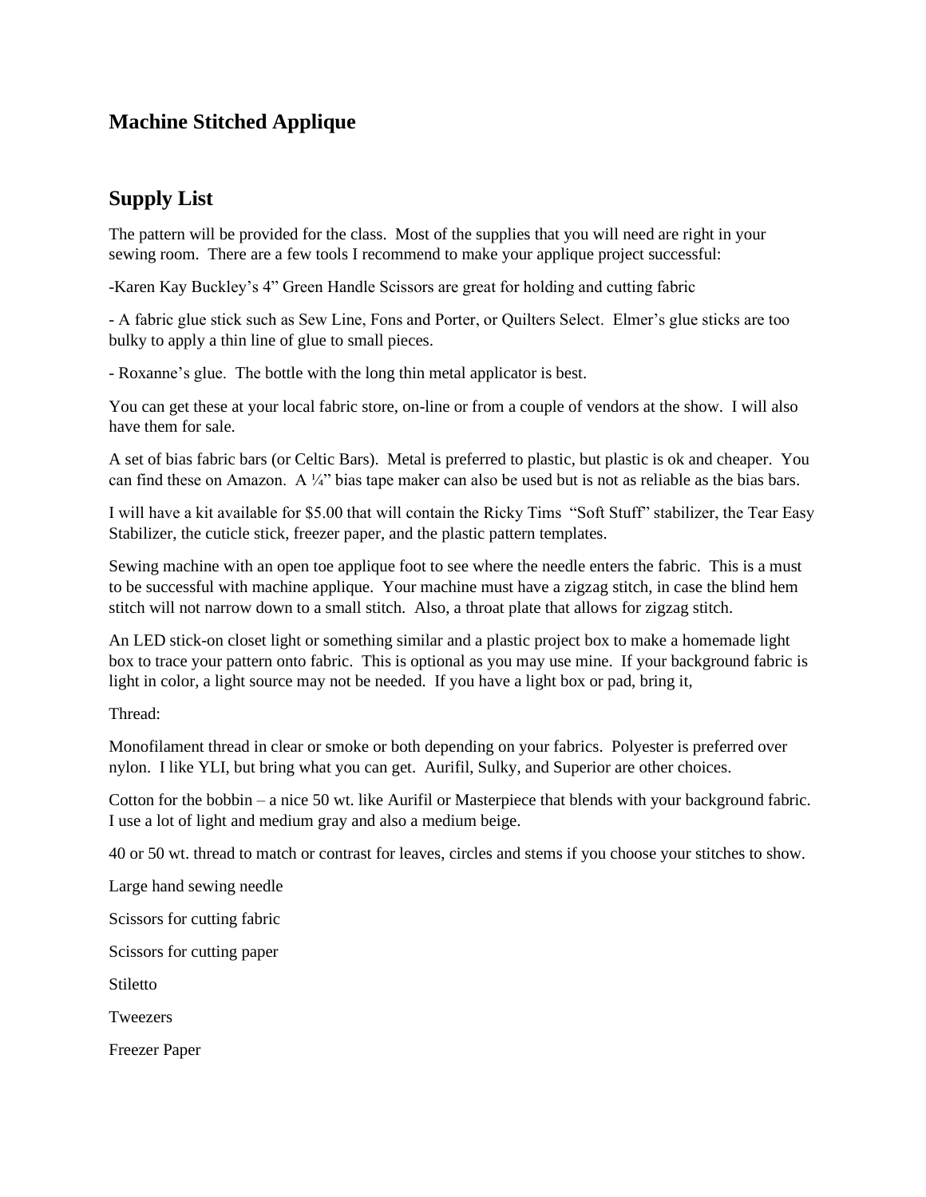## Machine Stitched Applique

## Supply List

The pattern will be provided for the class. Most of the supplies that you will need are right in your sewing room. There are a few tools I recommend to make your applique project successful:

-Karen Kay Buckley's 4" Green Handle Scissors are great for holding and cutting fabric

- A fabric glue stick such as Sew Line, Fons and Porter, or Quilters Select. Elmer's glue sticks are too bulky to apply a thin line of glue to small pieces.

- Roxanne's glue. The bottle with the long thin metal applicator is best.

You can get these at your local fabric store, on-line or from a couple of vendors at the show. I will also have them for sale.

A set of bias fabric bars (or Celtic Bars). Metal is preferred to plastic, but plastic is ok and cheaper. You can find these on Amazon. A ¼" bias tape maker can also be used but is not as reliable as the bias bars.

I will have a kit available for $5.00 that will contain the Ricky Tims "Soft Stuff" stabilizer, the Tear Easy Stabilizer, the cuticle stick, freezer paper, and the plastic pattern templates.

Sewing machine with an open toe applique foot to see where the needle enters the fabric. This is a must to be successful with machine applique. Your machine must have a zigzag stitch, in case the blind hem stitch will not narrow down to a small stitch. Also, a throat plate that allows for zigzag stitch.

An LED stick-on closet light or something similar and a plastic project box to make a homemade light box to trace your pattern onto fabric. This is optional as you may use mine. If your background fabric is light in color, a light source may not be needed. If you have a light box or pad, bring it,

Thread:

Monofilament thread in clear or smoke or both depending on your fabrics. Polyester is preferred over nylon. I like YLI, but bring what you can get. Aurifil, Sulky, and Superior are other choices.

Cotton for the bobbin – a nice 50 wt. like Aurifil or Masterpiece that blends with your background fabric. I use a lot of light and medium gray and also a medium beige.

40 or 50 wt. thread to match or contrast for leaves, circles and stems if you choose your stitches to show.

Large hand sewing needle

Scissors for cutting fabric

Scissors for cutting paper

Stiletto

Tweezers

Freezer Paper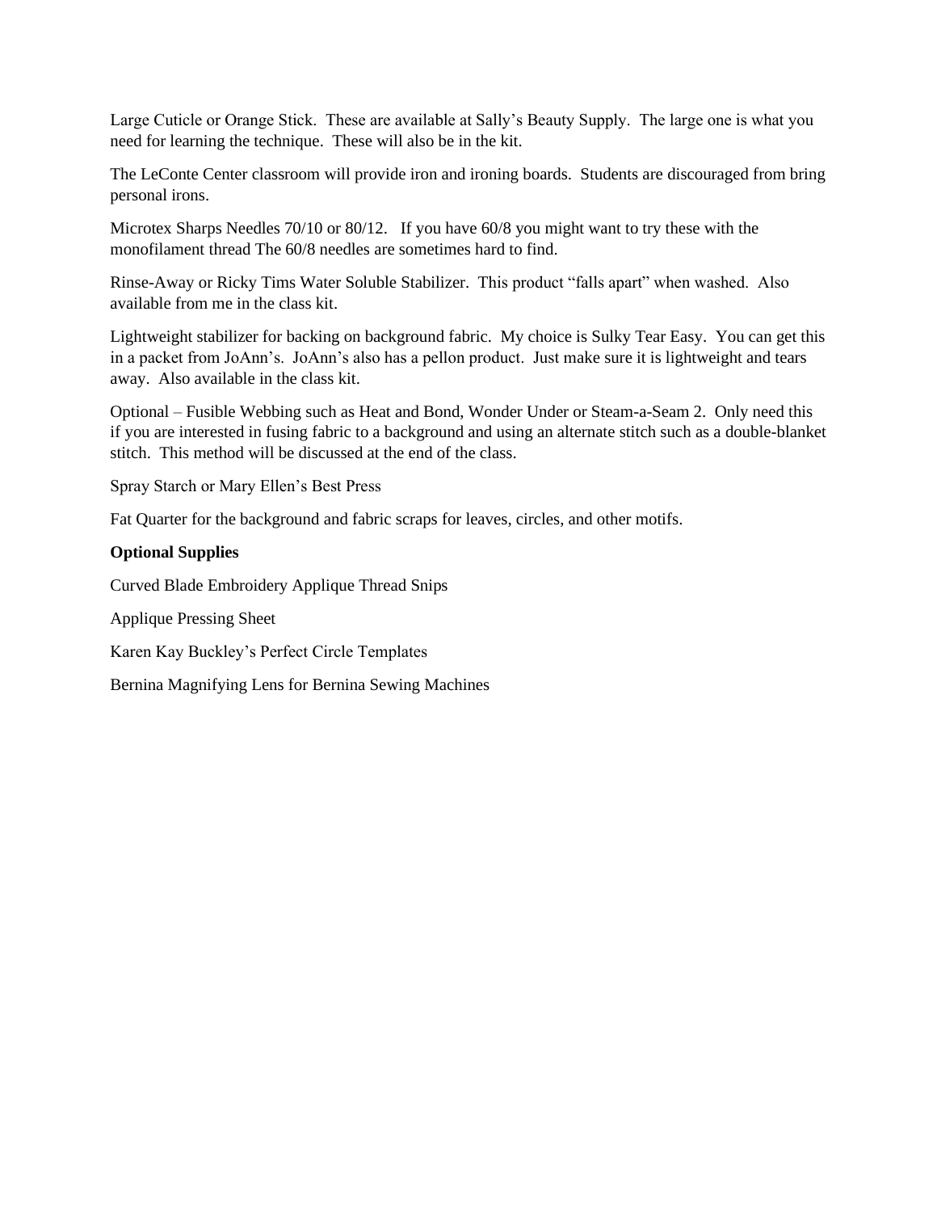Large Cuticle or Orange Stick. These are available at Sally's Beauty Supply. The large one is what you need for learning the technique. These will also be in the kit.

The LeConte Center classroom will provide iron and ironing boards. Students are discouraged from bring personal irons.

Microtex Sharps Needles 70/10 or 80/12. If you have 60/8 you might want to try these with the monofilament thread The 60/8 needles are sometimes hard to find.

Rinse-Away or Ricky Tims Water Soluble Stabilizer. This product "falls apart" when washed. Also available from me in the class kit.

Lightweight stabilizer for backing on background fabric. My choice is Sulky Tear Easy. You can get this in a packet from JoAnn's. JoAnn's also has a pellon product. Just make sure it is lightweight and tears away. Also available in the class kit.

Optional – Fusible Webbing such as Heat and Bond, Wonder Under or Steam-a-Seam 2. Only need this if you are interested in fusing fabric to a background and using an alternate stitch such as a double-blanket stitch. This method will be discussed at the end of the class.

Spray Starch or Mary Ellen's Best Press

Fat Quarter for the background and fabric scraps for leaves, circles, and other motifs.

**Optional Supplies**

Curved Blade Embroidery Applique Thread Snips

Applique Pressing Sheet

Karen Kay Buckley's Perfect Circle Templates

Bernina Magnifying Lens for Bernina Sewing Machines